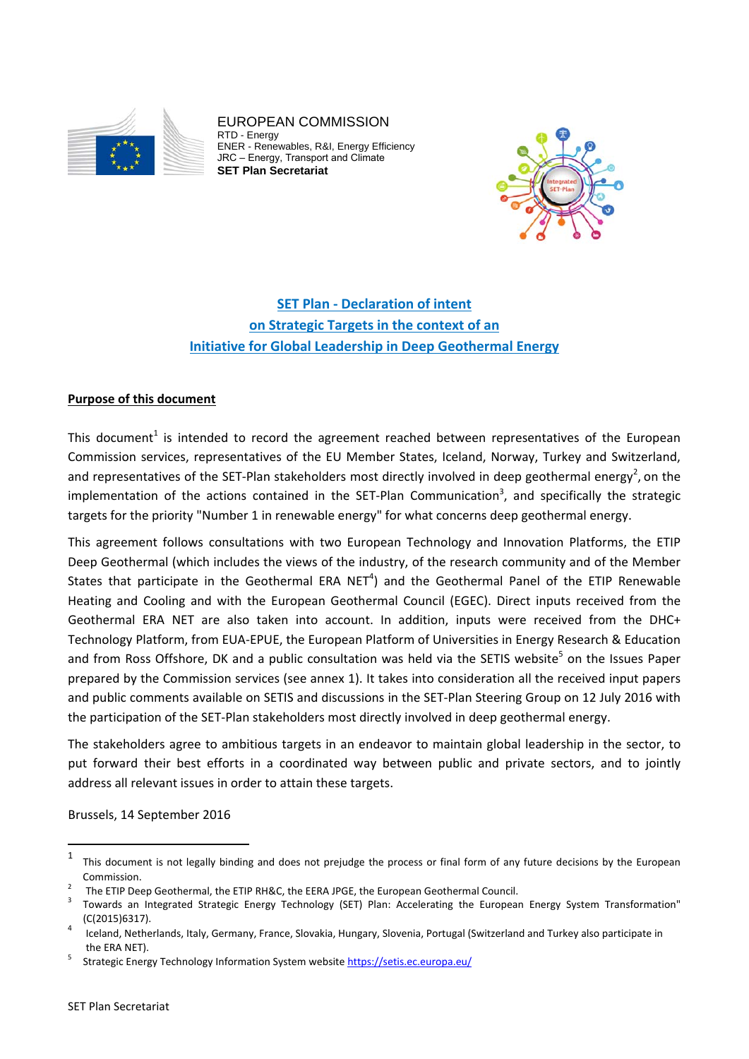EUROPEAN COMMISSION
RTD - Energy
ENER - Renewables, R&I, Energy Efficiency
JRC – Energy, Transport and Climate
**SET Plan Secretariat**

# SET Plan - Declaration of intent on Strategic Targets in the context of an Initiative for Global Leadership in Deep Geothermal Energy

## Purpose of this document

This document[1] is intended to record the agreement reached between representatives of the European Commission services, representatives of the EU Member States, Iceland, Norway, Turkey and Switzerland, and representatives of the SET-Plan stakeholders most directly involved in deep geothermal energy[2], on the implementation of the actions contained in the SET-Plan Communication[3], and specifically the strategic targets for the priority "Number 1 in renewable energy" for what concerns deep geothermal energy.

This agreement follows consultations with two European Technology and Innovation Platforms, the ETIP Deep Geothermal (which includes the views of the industry, of the research community and of the Member States that participate in the Geothermal ERA NET[4]) and the Geothermal Panel of the ETIP Renewable Heating and Cooling and with the European Geothermal Council (EGEC). Direct inputs received from the Geothermal ERA NET are also taken into account. In addition, inputs were received from the DHC+ Technology Platform, from EUA-EPUE, the European Platform of Universities in Energy Research & Education and from Ross Offshore, DK and a public consultation was held via the SETIS website[5] on the Issues Paper prepared by the Commission services (see annex 1). It takes into consideration all the received input papers and public comments available on SETIS and discussions in the SET-Plan Steering Group on 12 July 2016 with the participation of the SET-Plan stakeholders most directly involved in deep geothermal energy.

The stakeholders agree to ambitious targets in an endeavor to maintain global leadership in the sector, to put forward their best efforts in a coordinated way between public and private sectors, and to jointly address all relevant issues in order to attain these targets.

Brussels, 14 September 2016

---

[1] This document is not legally binding and does not prejudge the process or final form of any future decisions by the European Commission.

[2] The ETIP Deep Geothermal, the ETIP RH&C, the EERA JPGE, the European Geothermal Council.

[3] Towards an Integrated Strategic Energy Technology (SET) Plan: Accelerating the European Energy System Transformation" (C(2015)6317).

[4] Iceland, Netherlands, Italy, Germany, France, Slovakia, Hungary, Slovenia, Portugal (Switzerland and Turkey also participate in the ERA NET).

[5] Strategic Energy Technology Information System website https://setis.ec.europa.eu/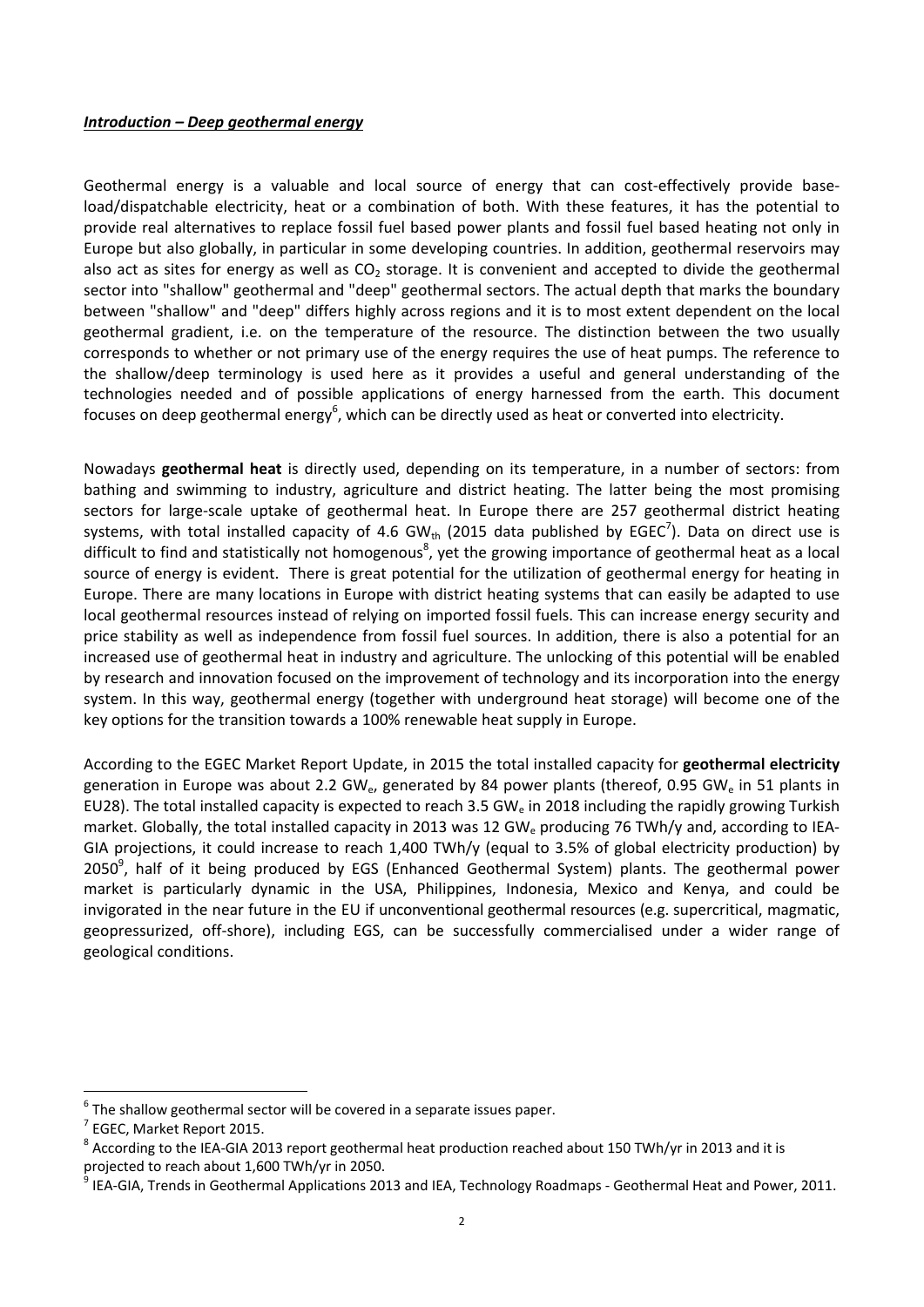***Introduction – Deep geothermal energy***

Geothermal energy is a valuable and local source of energy that can cost-effectively provide base-load/dispatchable electricity, heat or a combination of both. With these features, it has the potential to provide real alternatives to replace fossil fuel based power plants and fossil fuel based heating not only in Europe but also globally, in particular in some developing countries. In addition, geothermal reservoirs may also act as sites for energy as well as $CO_2$ storage. It is convenient and accepted to divide the geothermal sector into "shallow" geothermal and "deep" geothermal sectors. The actual depth that marks the boundary between "shallow" and "deep" differs highly across regions and it is to most extent dependent on the local geothermal gradient, i.e. on the temperature of the resource. The distinction between the two usually corresponds to whether or not primary use of the energy requires the use of heat pumps. The reference to the shallow/deep terminology is used here as it provides a useful and general understanding of the technologies needed and of possible applications of energy harnessed from the earth. This document focuses on deep geothermal energy[6], which can be directly used as heat or converted into electricity.

Nowadays **geothermal heat** is directly used, depending on its temperature, in a number of sectors: from bathing and swimming to industry, agriculture and district heating. The latter being the most promising sectors for large-scale uptake of geothermal heat. In Europe there are 257 geothermal district heating systems, with total installed capacity of 4.6 $GW_{th}$ (2015 data published by EGEC[7]). Data on direct use is difficult to find and statistically not homogenous[8], yet the growing importance of geothermal heat as a local source of energy is evident. There is great potential for the utilization of geothermal energy for heating in Europe. There are many locations in Europe with district heating systems that can easily be adapted to use local geothermal resources instead of relying on imported fossil fuels. This can increase energy security and price stability as well as independence from fossil fuel sources. In addition, there is also a potential for an increased use of geothermal heat in industry and agriculture. The unlocking of this potential will be enabled by research and innovation focused on the improvement of technology and its incorporation into the energy system. In this way, geothermal energy (together with underground heat storage) will become one of the key options for the transition towards a 100% renewable heat supply in Europe.

According to the EGEC Market Report Update, in 2015 the total installed capacity for **geothermal electricity** generation in Europe was about 2.2 $GW_e$, generated by 84 power plants (thereof, 0.95 $GW_e$ in 51 plants in EU28). The total installed capacity is expected to reach 3.5 $GW_e$ in 2018 including the rapidly growing Turkish market. Globally, the total installed capacity in 2013 was 12 $GW_e$ producing 76 TWh/y and, according to IEA-GIA projections, it could increase to reach 1,400 TWh/y (equal to 3.5% of global electricity production) by 2050[9], half of it being produced by EGS (Enhanced Geothermal System) plants. The geothermal power market is particularly dynamic in the USA, Philippines, Indonesia, Mexico and Kenya, and could be invigorated in the near future in the EU if unconventional geothermal resources (e.g. supercritical, magmatic, geopressurized, off-shore), including EGS, can be successfully commercialised under a wider range of geological conditions.

---

[6] The shallow geothermal sector will be covered in a separate issues paper.

[7] EGEC, Market Report 2015.

[8] According to the IEA-GIA 2013 report geothermal heat production reached about 150 TWh/yr in 2013 and it is projected to reach about 1,600 TWh/yr in 2050.

[9] IEA-GIA, Trends in Geothermal Applications 2013 and IEA, Technology Roadmaps - Geothermal Heat and Power, 2011.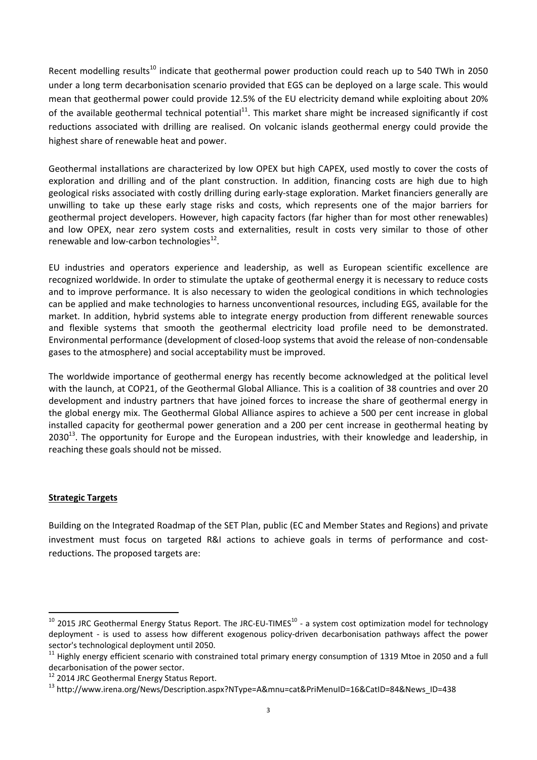Recent modelling results[10] indicate that geothermal power production could reach up to 540 TWh in 2050 under a long term decarbonisation scenario provided that EGS can be deployed on a large scale. This would mean that geothermal power could provide 12.5% of the EU electricity demand while exploiting about 20% of the available geothermal technical potential[11]. This market share might be increased significantly if cost reductions associated with drilling are realised. On volcanic islands geothermal energy could provide the highest share of renewable heat and power.

Geothermal installations are characterized by low OPEX but high CAPEX, used mostly to cover the costs of exploration and drilling and of the plant construction. In addition, financing costs are high due to high geological risks associated with costly drilling during early-stage exploration. Market financiers generally are unwilling to take up these early stage risks and costs, which represents one of the major barriers for geothermal project developers. However, high capacity factors (far higher than for most other renewables) and low OPEX, near zero system costs and externalities, result in costs very similar to those of other renewable and low-carbon technologies[12].

EU industries and operators experience and leadership, as well as European scientific excellence are recognized worldwide. In order to stimulate the uptake of geothermal energy it is necessary to reduce costs and to improve performance. It is also necessary to widen the geological conditions in which technologies can be applied and make technologies to harness unconventional resources, including EGS, available for the market. In addition, hybrid systems able to integrate energy production from different renewable sources and flexible systems that smooth the geothermal electricity load profile need to be demonstrated. Environmental performance (development of closed-loop systems that avoid the release of non-condensable gases to the atmosphere) and social acceptability must be improved.

The worldwide importance of geothermal energy has recently become acknowledged at the political level with the launch, at COP21, of the Geothermal Global Alliance. This is a coalition of 38 countries and over 20 development and industry partners that have joined forces to increase the share of geothermal energy in the global energy mix. The Geothermal Global Alliance aspires to achieve a 500 per cent increase in global installed capacity for geothermal power generation and a 200 per cent increase in geothermal heating by 2030[13]. The opportunity for Europe and the European industries, with their knowledge and leadership, in reaching these goals should not be missed.

## Strategic Targets

Building on the Integrated Roadmap of the SET Plan, public (EC and Member States and Regions) and private investment must focus on targeted R&I actions to achieve goals in terms of performance and cost-reductions. The proposed targets are:

---

[10] 2015 JRC Geothermal Energy Status Report. The JRC-EU-TIMES[10] - a system cost optimization model for technology deployment - is used to assess how different exogenous policy-driven decarbonisation pathways affect the power sector's technological deployment until 2050.

[11] Highly energy efficient scenario with constrained total primary energy consumption of 1319 Mtoe in 2050 and a full decarbonisation of the power sector.

[12] 2014 JRC Geothermal Energy Status Report.

[13] http://www.irena.org/News/Description.aspx?NType=A&mnu=cat&PriMenuID=16&CatID=84&News_ID=438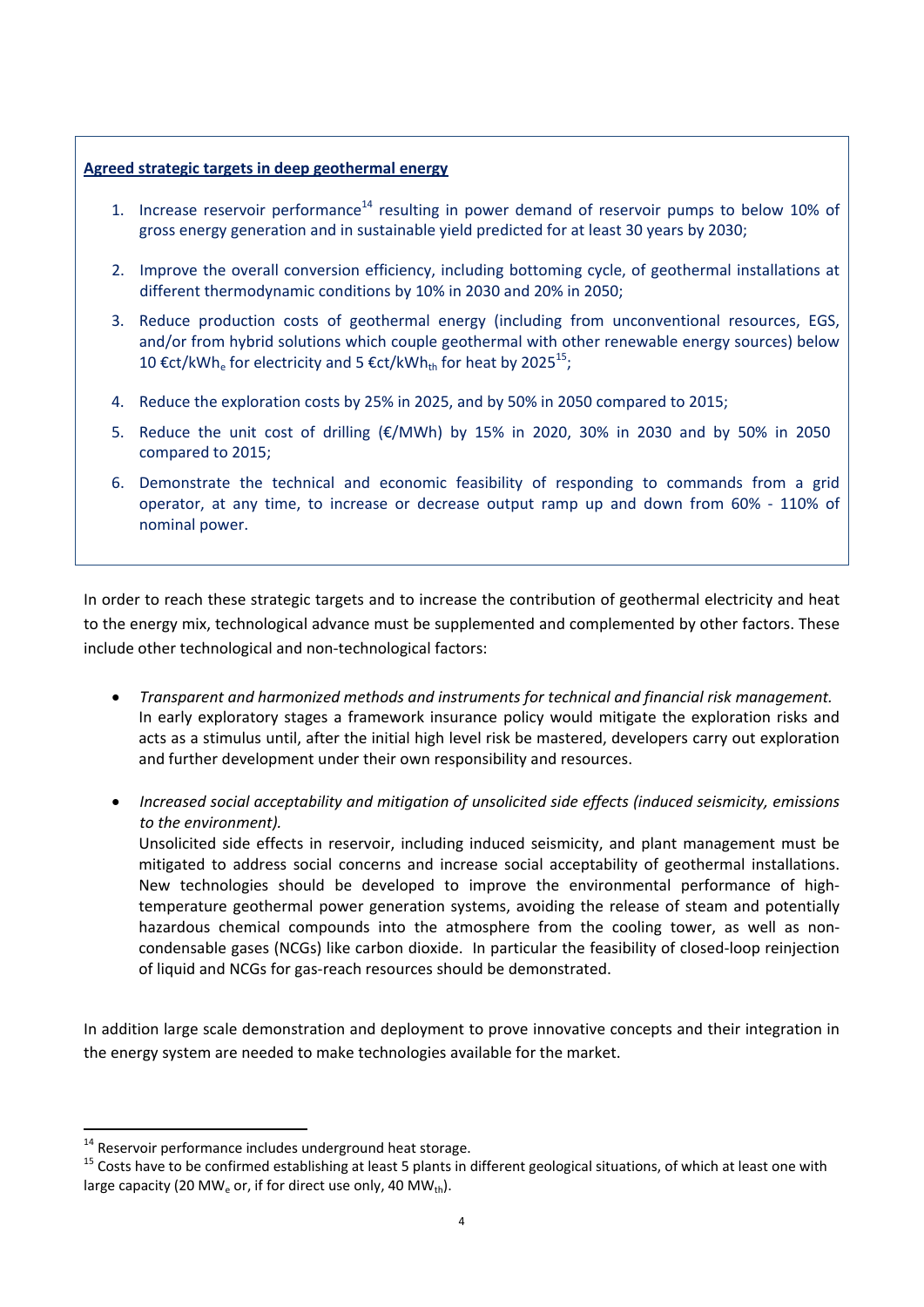**Agreed strategic targets in deep geothermal energy**

1. Increase reservoir performance[14] resulting in power demand of reservoir pumps to below 10% of gross energy generation and in sustainable yield predicted for at least 30 years by 2030;
2. Improve the overall conversion efficiency, including bottoming cycle, of geothermal installations at different thermodynamic conditions by 10% in 2030 and 20% in 2050;
3. Reduce production costs of geothermal energy (including from unconventional resources, EGS, and/or from hybrid solutions which couple geothermal with other renewable energy sources) below 10 €ct/kWh$_e$ for electricity and 5 €ct/kWh$_{th}$ for heat by 2025[15];
4. Reduce the exploration costs by 25% in 2025, and by 50% in 2050 compared to 2015;
5. Reduce the unit cost of drilling (€/MWh) by 15% in 2020, 30% in 2030 and by 50% in 2050 compared to 2015;
6. Demonstrate the technical and economic feasibility of responding to commands from a grid operator, at any time, to increase or decrease output ramp up and down from 60% - 110% of nominal power.

In order to reach these strategic targets and to increase the contribution of geothermal electricity and heat to the energy mix, technological advance must be supplemented and complemented by other factors. These include other technological and non-technological factors:

- *Transparent and harmonized methods and instruments for technical and financial risk management.* In early exploratory stages a framework insurance policy would mitigate the exploration risks and acts as a stimulus until, after the initial high level risk be mastered, developers carry out exploration and further development under their own responsibility and resources.

- *Increased social acceptability and mitigation of unsolicited side effects (induced seismicity, emissions to the environment).*
  Unsolicited side effects in reservoir, including induced seismicity, and plant management must be mitigated to address social concerns and increase social acceptability of geothermal installations. New technologies should be developed to improve the environmental performance of high-temperature geothermal power generation systems, avoiding the release of steam and potentially hazardous chemical compounds into the atmosphere from the cooling tower, as well as non-condensable gases (NCGs) like carbon dioxide. In particular the feasibility of closed-loop reinjection of liquid and NCGs for gas-reach resources should be demonstrated.

In addition large scale demonstration and deployment to prove innovative concepts and their integration in the energy system are needed to make technologies available for the market.

---

[14] Reservoir performance includes underground heat storage.

[15] Costs have to be confirmed establishing at least 5 plants in different geological situations, of which at least one with large capacity (20 MW$_e$ or, if for direct use only, 40 MW$_{th}$).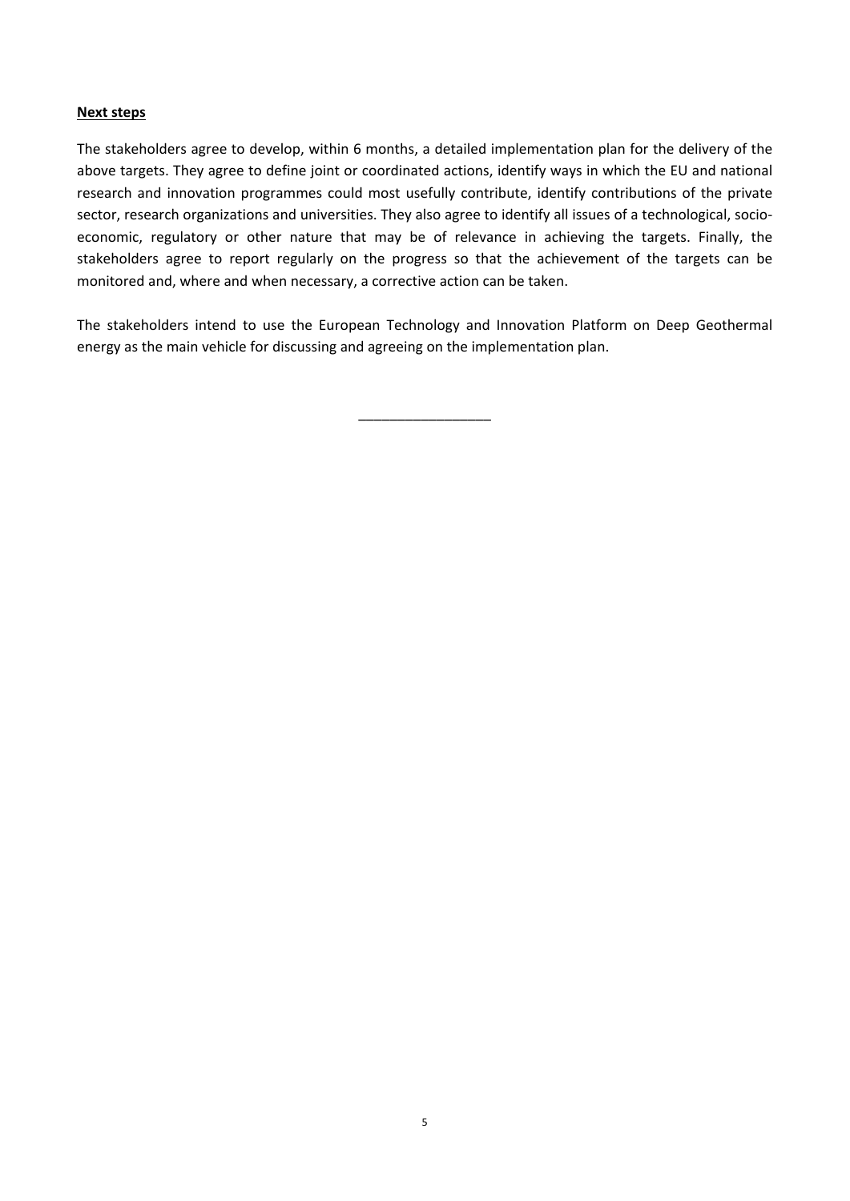**Next steps**

The stakeholders agree to develop, within 6 months, a detailed implementation plan for the delivery of the above targets. They agree to define joint or coordinated actions, identify ways in which the EU and national research and innovation programmes could most usefully contribute, identify contributions of the private sector, research organizations and universities. They also agree to identify all issues of a technological, socio-economic, regulatory or other nature that may be of relevance in achieving the targets. Finally, the stakeholders agree to report regularly on the progress so that the achievement of the targets can be monitored and, where and when necessary, a corrective action can be taken.

The stakeholders intend to use the European Technology and Innovation Platform on Deep Geothermal energy as the main vehicle for discussing and agreeing on the implementation plan.

\_\_\_\_\_\_\_\_\_\_\_\_\_\_\_\_\_\_